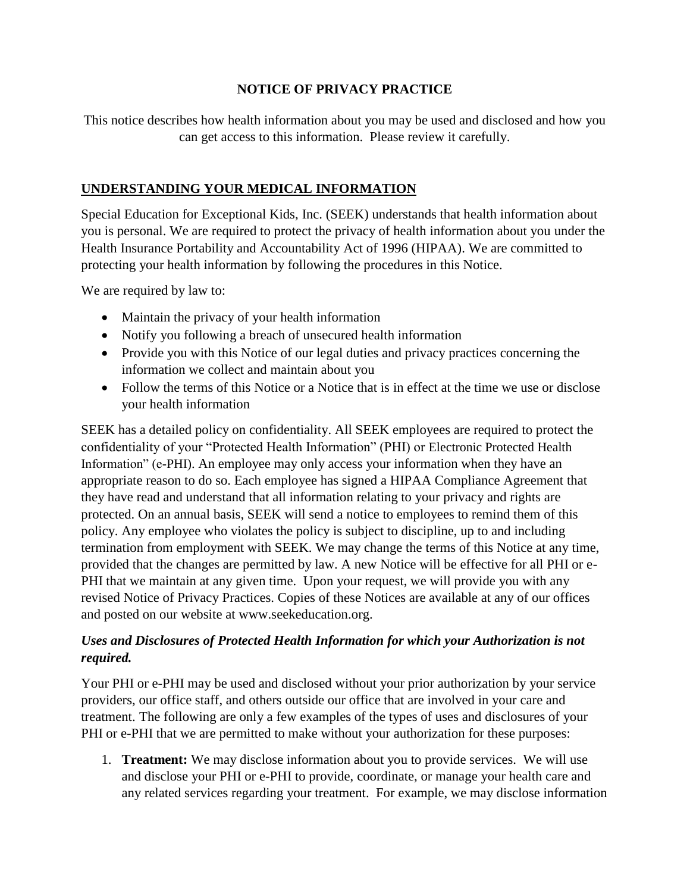# NOTICE OF PRIVACY PRACTICE

This notice describes how health information about you may be used and disclosed and how you can get access to this information. Please review it carefully.

## UNDERSTANDING YOUR MEDICAL INFORMATION

Special Education for Exceptional Kids, Inc. (SEEK) understands that health information about you is personal. We are required to protect the privacy of health information about you under the Health Insurance Portability and Accountability Act of 1996 (HIPAA). We are committed to protecting your health information by following the procedures in this Notice.

We are required by law to:

- Maintain the privacy of your health information
- Notify you following a breach of unsecured health information
- Provide you with this Notice of our legal duties and privacy practices concerning the information we collect and maintain about you
- Follow the terms of this Notice or a Notice that is in effect at the time we use or disclose your health information

SEEK has a detailed policy on confidentiality. All SEEK employees are required to protect the confidentiality of your "Protected Health Information" (PHI) or Electronic Protected Health Information" (e-PHI). An employee may only access your information when they have an appropriate reason to do so. Each employee has signed a HIPAA Compliance Agreement that they have read and understand that all information relating to your privacy and rights are protected. On an annual basis, SEEK will send a notice to employees to remind them of this policy. Any employee who violates the policy is subject to discipline, up to and including termination from employment with SEEK. We may change the terms of this Notice at any time, provided that the changes are permitted by law. A new Notice will be effective for all PHI or e-PHI that we maintain at any given time. Upon your request, we will provide you with any revised Notice of Privacy Practices. Copies of these Notices are available at any of our offices and posted on our website at www.seekeducation.org.

### *Uses and Disclosures of Protected Health Information for which your Authorization is not required.*

Your PHI or e-PHI may be used and disclosed without your prior authorization by your service providers, our office staff, and others outside our office that are involved in your care and treatment. The following are only a few examples of the types of uses and disclosures of your PHI or e-PHI that we are permitted to make without your authorization for these purposes:

1. **Treatment:** We may disclose information about you to provide services. We will use and disclose your PHI or e-PHI to provide, coordinate, or manage your health care and any related services regarding your treatment. For example, we may disclose information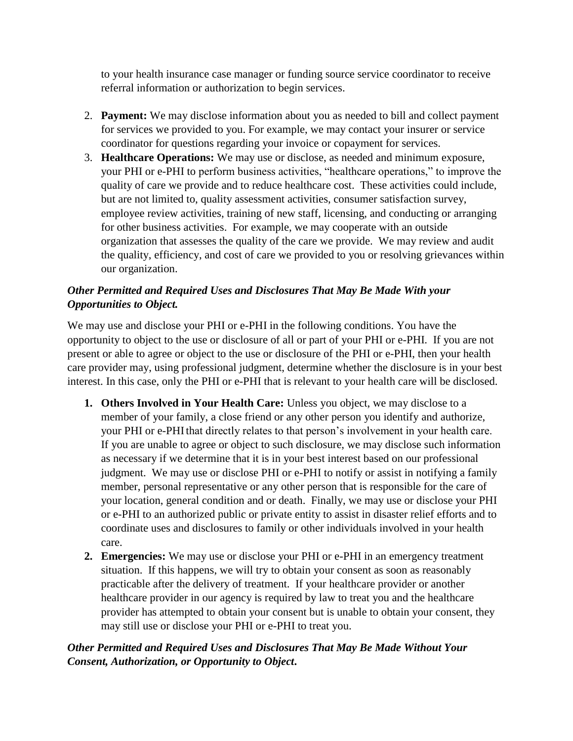to your health insurance case manager or funding source service coordinator to receive referral information or authorization to begin services.

2. **Payment:** We may disclose information about you as needed to bill and collect payment for services we provided to you. For example, we may contact your insurer or service coordinator for questions regarding your invoice or copayment for services.
3. **Healthcare Operations:** We may use or disclose, as needed and minimum exposure, your PHI or e-PHI to perform business activities, "healthcare operations," to improve the quality of care we provide and to reduce healthcare cost. These activities could include, but are not limited to, quality assessment activities, consumer satisfaction survey, employee review activities, training of new staff, licensing, and conducting or arranging for other business activities. For example, we may cooperate with an outside organization that assesses the quality of the care we provide. We may review and audit the quality, efficiency, and cost of care we provided to you or resolving grievances within our organization.

***Other Permitted and Required Uses and Disclosures That May Be Made With your Opportunities to Object.***

We may use and disclose your PHI or e-PHI in the following conditions. You have the opportunity to object to the use or disclosure of all or part of your PHI or e-PHI. If you are not present or able to agree or object to the use or disclosure of the PHI or e-PHI, then your health care provider may, using professional judgment, determine whether the disclosure is in your best interest. In this case, only the PHI or e-PHI that is relevant to your health care will be disclosed.

1. **Others Involved in Your Health Care:** Unless you object, we may disclose to a member of your family, a close friend or any other person you identify and authorize, your PHI or e-PHI that directly relates to that person's involvement in your health care. If you are unable to agree or object to such disclosure, we may disclose such information as necessary if we determine that it is in your best interest based on our professional judgment. We may use or disclose PHI or e-PHI to notify or assist in notifying a family member, personal representative or any other person that is responsible for the care of your location, general condition and or death. Finally, we may use or disclose your PHI or e-PHI to an authorized public or private entity to assist in disaster relief efforts and to coordinate uses and disclosures to family or other individuals involved in your health care.
2. **Emergencies:** We may use or disclose your PHI or e-PHI in an emergency treatment situation. If this happens, we will try to obtain your consent as soon as reasonably practicable after the delivery of treatment. If your healthcare provider or another healthcare provider in our agency is required by law to treat you and the healthcare provider has attempted to obtain your consent but is unable to obtain your consent, they may still use or disclose your PHI or e-PHI to treat you.

***Other Permitted and Required Uses and Disclosures That May Be Made Without Your Consent, Authorization, or Opportunity to Object.***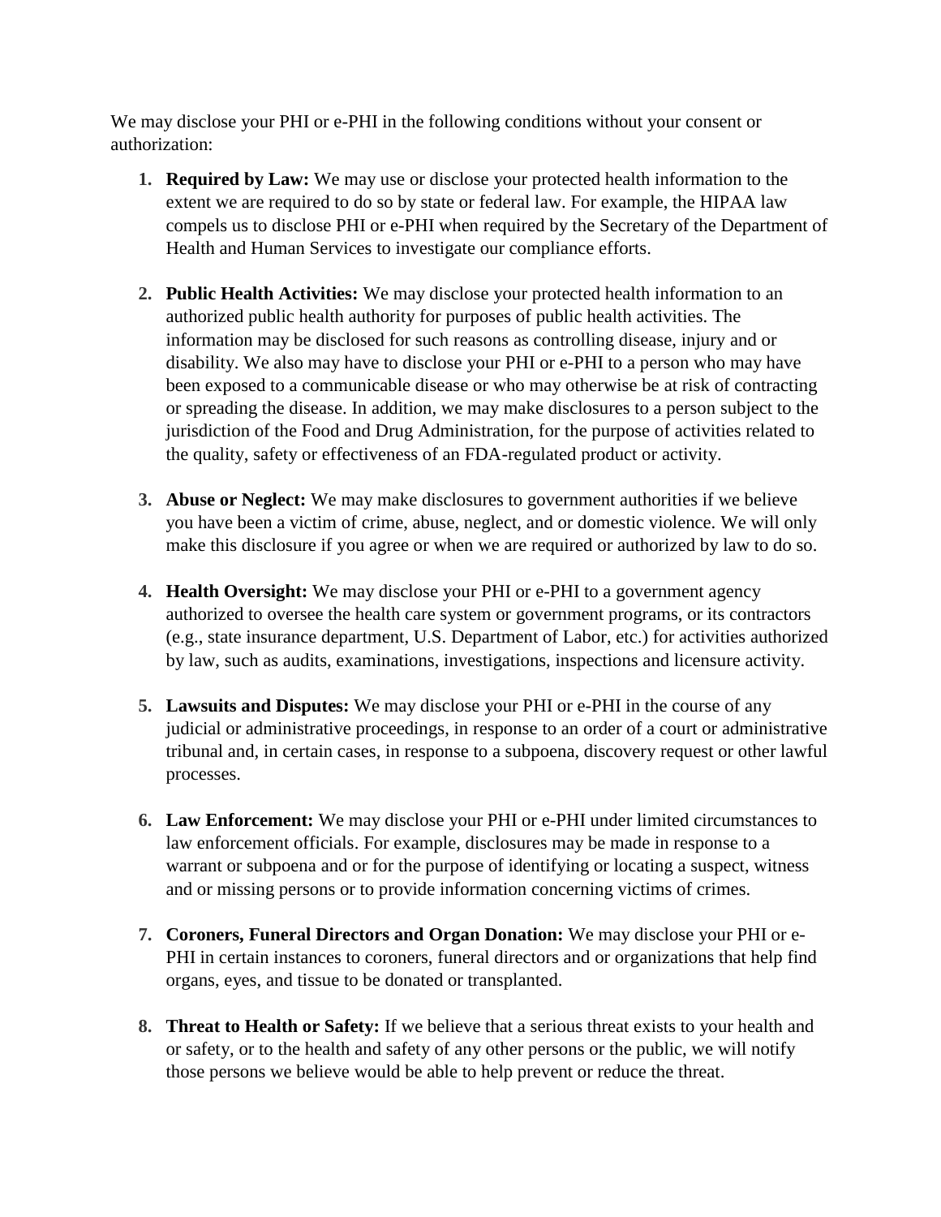We may disclose your PHI or e-PHI in the following conditions without your consent or authorization:

1. **Required by Law:** We may use or disclose your protected health information to the extent we are required to do so by state or federal law. For example, the HIPAA law compels us to disclose PHI or e-PHI when required by the Secretary of the Department of Health and Human Services to investigate our compliance efforts.

2. **Public Health Activities:** We may disclose your protected health information to an authorized public health authority for purposes of public health activities. The information may be disclosed for such reasons as controlling disease, injury and or disability. We also may have to disclose your PHI or e-PHI to a person who may have been exposed to a communicable disease or who may otherwise be at risk of contracting or spreading the disease. In addition, we may make disclosures to a person subject to the jurisdiction of the Food and Drug Administration, for the purpose of activities related to the quality, safety or effectiveness of an FDA-regulated product or activity.

3. **Abuse or Neglect:** We may make disclosures to government authorities if we believe you have been a victim of crime, abuse, neglect, and or domestic violence. We will only make this disclosure if you agree or when we are required or authorized by law to do so.

4. **Health Oversight:** We may disclose your PHI or e-PHI to a government agency authorized to oversee the health care system or government programs, or its contractors (e.g., state insurance department, U.S. Department of Labor, etc.) for activities authorized by law, such as audits, examinations, investigations, inspections and licensure activity.

5. **Lawsuits and Disputes:** We may disclose your PHI or e-PHI in the course of any judicial or administrative proceedings, in response to an order of a court or administrative tribunal and, in certain cases, in response to a subpoena, discovery request or other lawful processes.

6. **Law Enforcement:** We may disclose your PHI or e-PHI under limited circumstances to law enforcement officials. For example, disclosures may be made in response to a warrant or subpoena and or for the purpose of identifying or locating a suspect, witness and or missing persons or to provide information concerning victims of crimes.

7. **Coroners, Funeral Directors and Organ Donation:** We may disclose your PHI or e-PHI in certain instances to coroners, funeral directors and or organizations that help find organs, eyes, and tissue to be donated or transplanted.

8. **Threat to Health or Safety:** If we believe that a serious threat exists to your health and or safety, or to the health and safety of any other persons or the public, we will notify those persons we believe would be able to help prevent or reduce the threat.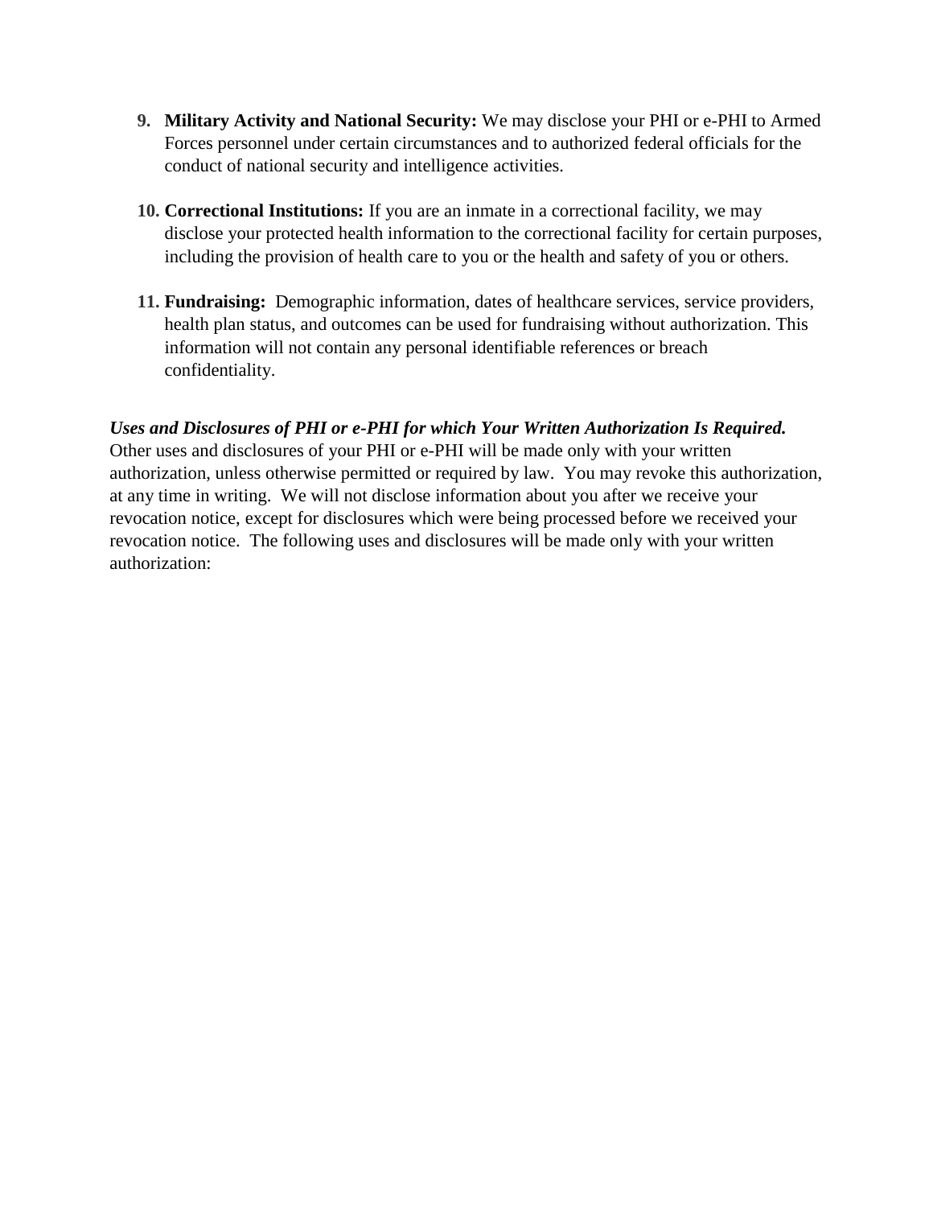9. **Military Activity and National Security:** We may disclose your PHI or e-PHI to Armed Forces personnel under certain circumstances and to authorized federal officials for the conduct of national security and intelligence activities.

10. **Correctional Institutions:** If you are an inmate in a correctional facility, we may disclose your protected health information to the correctional facility for certain purposes, including the provision of health care to you or the health and safety of you or others.

11. **Fundraising:** Demographic information, dates of healthcare services, service providers, health plan status, and outcomes can be used for fundraising without authorization. This information will not contain any personal identifiable references or breach confidentiality.

***Uses and Disclosures of PHI or e-PHI for which Your Written Authorization Is Required.*** Other uses and disclosures of your PHI or e-PHI will be made only with your written authorization, unless otherwise permitted or required by law. You may revoke this authorization, at any time in writing. We will not disclose information about you after we receive your revocation notice, except for disclosures which were being processed before we received your revocation notice. The following uses and disclosures will be made only with your written authorization: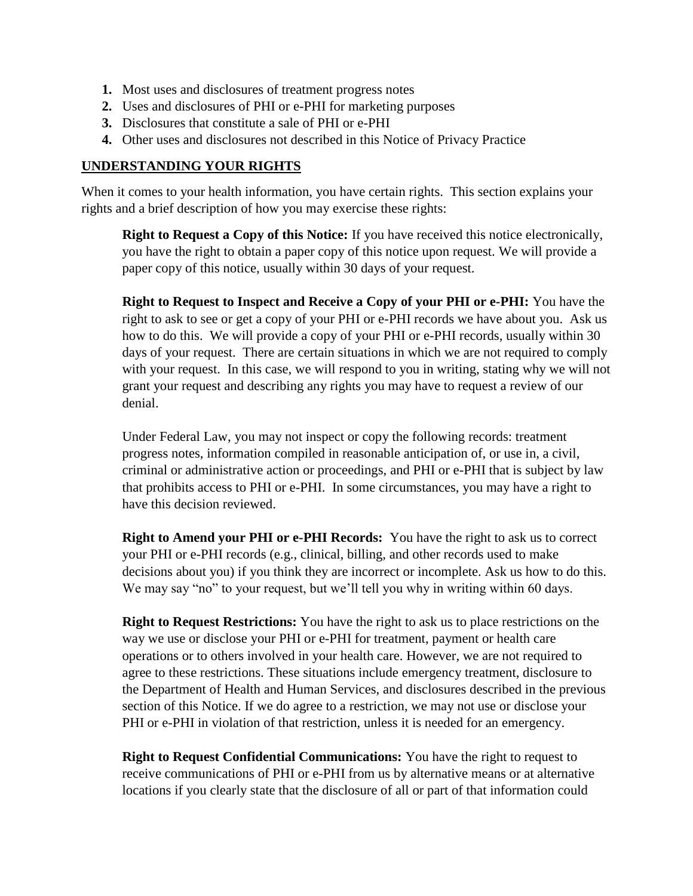1. Most uses and disclosures of treatment progress notes
2. Uses and disclosures of PHI or e-PHI for marketing purposes
3. Disclosures that constitute a sale of PHI or e-PHI
4. Other uses and disclosures not described in this Notice of Privacy Practice

## UNDERSTANDING YOUR RIGHTS

When it comes to your health information, you have certain rights. This section explains your rights and a brief description of how you may exercise these rights:

**Right to Request a Copy of this Notice:** If you have received this notice electronically, you have the right to obtain a paper copy of this notice upon request. We will provide a paper copy of this notice, usually within 30 days of your request.

**Right to Request to Inspect and Receive a Copy of your PHI or e-PHI:** You have the right to ask to see or get a copy of your PHI or e-PHI records we have about you. Ask us how to do this. We will provide a copy of your PHI or e-PHI records, usually within 30 days of your request. There are certain situations in which we are not required to comply with your request. In this case, we will respond to you in writing, stating why we will not grant your request and describing any rights you may have to request a review of our denial.

Under Federal Law, you may not inspect or copy the following records: treatment progress notes, information compiled in reasonable anticipation of, or use in, a civil, criminal or administrative action or proceedings, and PHI or e-PHI that is subject by law that prohibits access to PHI or e-PHI. In some circumstances, you may have a right to have this decision reviewed.

**Right to Amend your PHI or e-PHI Records:** You have the right to ask us to correct your PHI or e-PHI records (e.g., clinical, billing, and other records used to make decisions about you) if you think they are incorrect or incomplete. Ask us how to do this. We may say "no" to your request, but we'll tell you why in writing within 60 days.

**Right to Request Restrictions:** You have the right to ask us to place restrictions on the way we use or disclose your PHI or e-PHI for treatment, payment or health care operations or to others involved in your health care. However, we are not required to agree to these restrictions. These situations include emergency treatment, disclosure to the Department of Health and Human Services, and disclosures described in the previous section of this Notice. If we do agree to a restriction, we may not use or disclose your PHI or e-PHI in violation of that restriction, unless it is needed for an emergency.

**Right to Request Confidential Communications:** You have the right to request to receive communications of PHI or e-PHI from us by alternative means or at alternative locations if you clearly state that the disclosure of all or part of that information could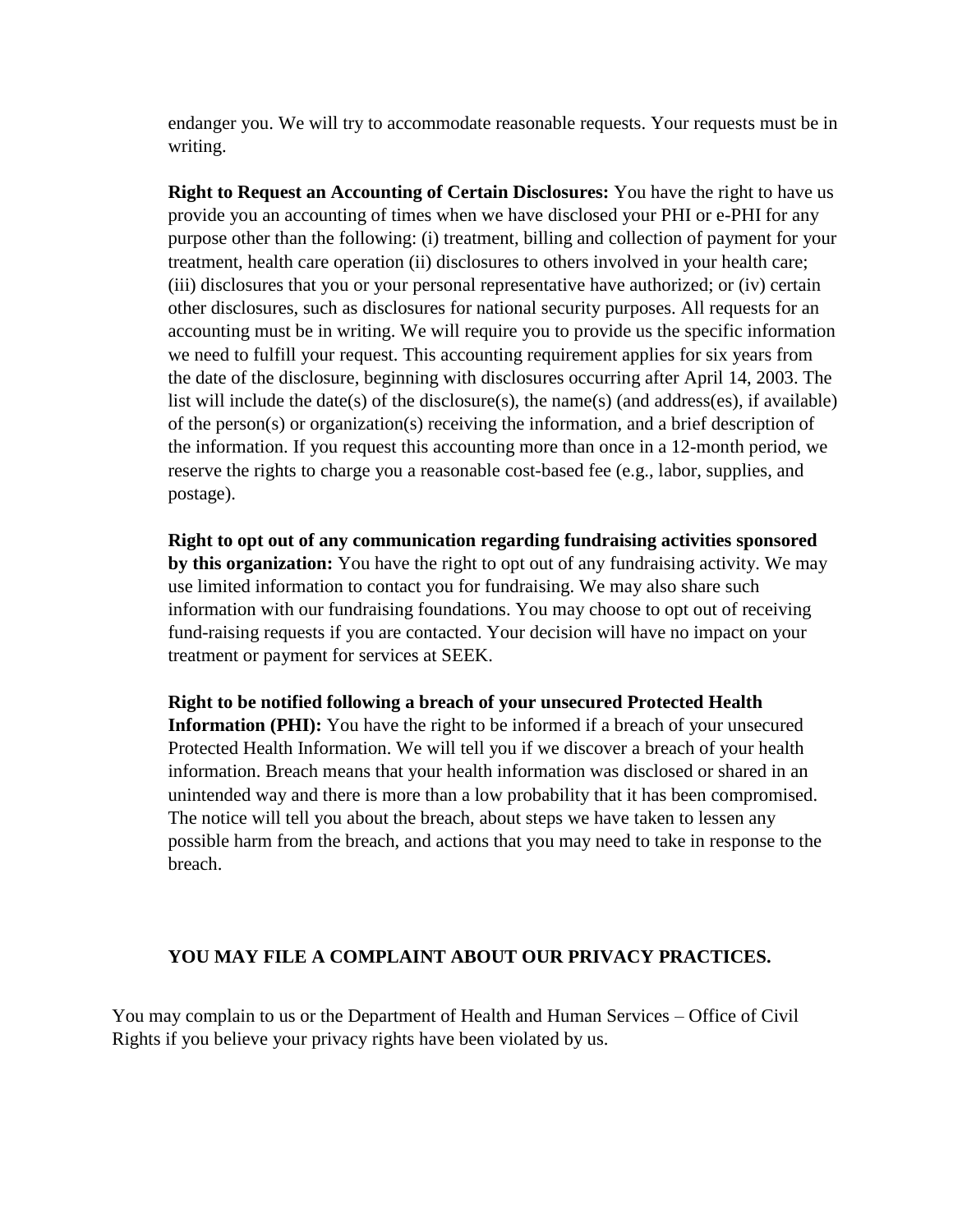endanger you. We will try to accommodate reasonable requests. Your requests must be in writing.

**Right to Request an Accounting of Certain Disclosures:** You have the right to have us provide you an accounting of times when we have disclosed your PHI or e-PHI for any purpose other than the following: (i) treatment, billing and collection of payment for your treatment, health care operation (ii) disclosures to others involved in your health care; (iii) disclosures that you or your personal representative have authorized; or (iv) certain other disclosures, such as disclosures for national security purposes. All requests for an accounting must be in writing. We will require you to provide us the specific information we need to fulfill your request. This accounting requirement applies for six years from the date of the disclosure, beginning with disclosures occurring after April 14, 2003. The list will include the date(s) of the disclosure(s), the name(s) (and address(es), if available) of the person(s) or organization(s) receiving the information, and a brief description of the information. If you request this accounting more than once in a 12-month period, we reserve the rights to charge you a reasonable cost-based fee (e.g., labor, supplies, and postage).

**Right to opt out of any communication regarding fundraising activities sponsored by this organization:** You have the right to opt out of any fundraising activity. We may use limited information to contact you for fundraising. We may also share such information with our fundraising foundations. You may choose to opt out of receiving fund-raising requests if you are contacted. Your decision will have no impact on your treatment or payment for services at SEEK.

**Right to be notified following a breach of your unsecured Protected Health Information (PHI):** You have the right to be informed if a breach of your unsecured Protected Health Information. We will tell you if we discover a breach of your health information. Breach means that your health information was disclosed or shared in an unintended way and there is more than a low probability that it has been compromised. The notice will tell you about the breach, about steps we have taken to lessen any possible harm from the breach, and actions that you may need to take in response to the breach.

## YOU MAY FILE A COMPLAINT ABOUT OUR PRIVACY PRACTICES.

You may complain to us or the Department of Health and Human Services – Office of Civil Rights if you believe your privacy rights have been violated by us.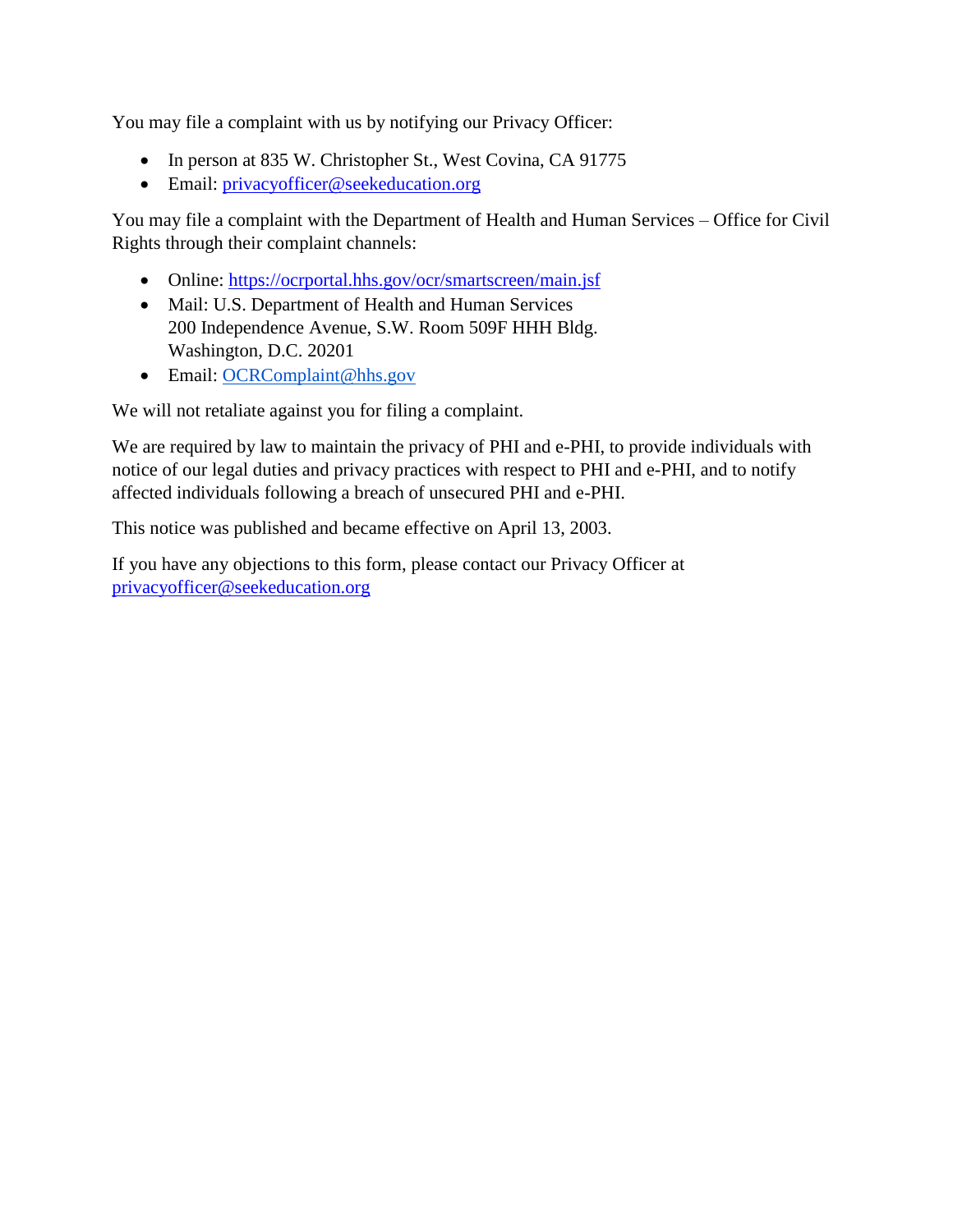You may file a complaint with us by notifying our Privacy Officer:

- In person at 835 W. Christopher St., West Covina, CA 91775
- Email: privacyofficer@seekeducation.org

You may file a complaint with the Department of Health and Human Services – Office for Civil Rights through their complaint channels:

- Online: https://ocrportal.hhs.gov/ocr/smartscreen/main.jsf
- Mail: U.S. Department of Health and Human Services
  200 Independence Avenue, S.W. Room 509F HHH Bldg.
  Washington, D.C. 20201
- Email: OCRComplaint@hhs.gov

We will not retaliate against you for filing a complaint.

We are required by law to maintain the privacy of PHI and e-PHI, to provide individuals with notice of our legal duties and privacy practices with respect to PHI and e-PHI, and to notify affected individuals following a breach of unsecured PHI and e-PHI.

This notice was published and became effective on April 13, 2003.

If you have any objections to this form, please contact our Privacy Officer at privacyofficer@seekeducation.org